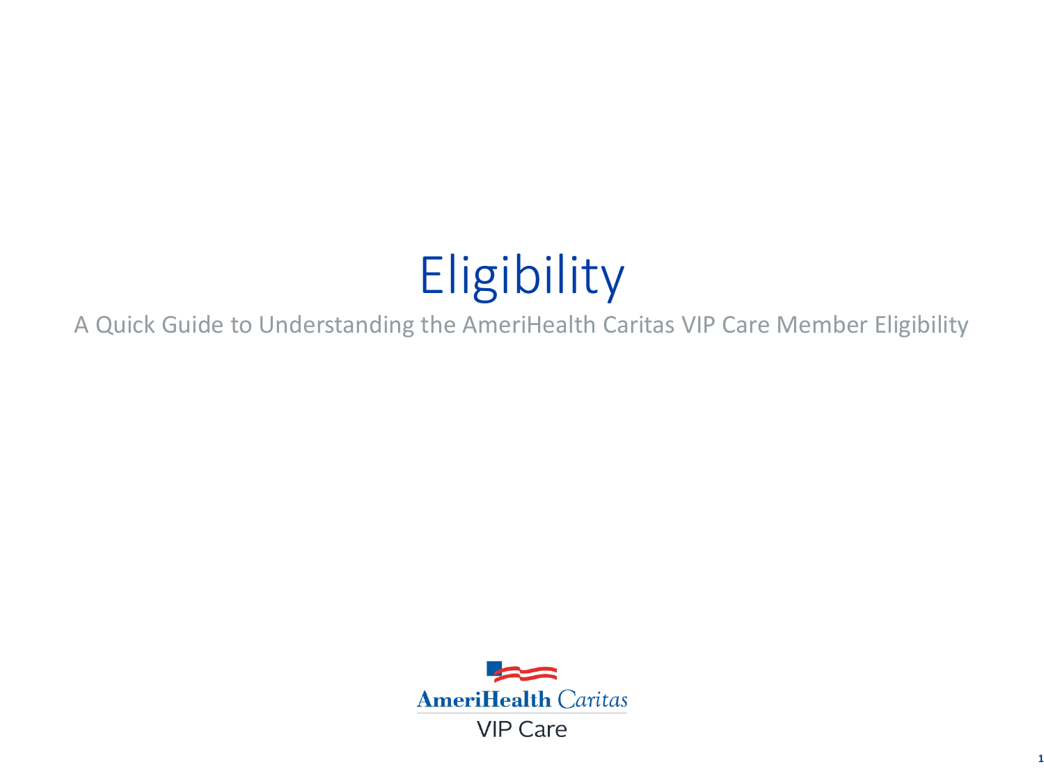# Eligibility

A Quick Guide to Understanding the AmeriHealth Caritas VIP Care Member Eligibility

AmeriHealth Caritas

VIP Care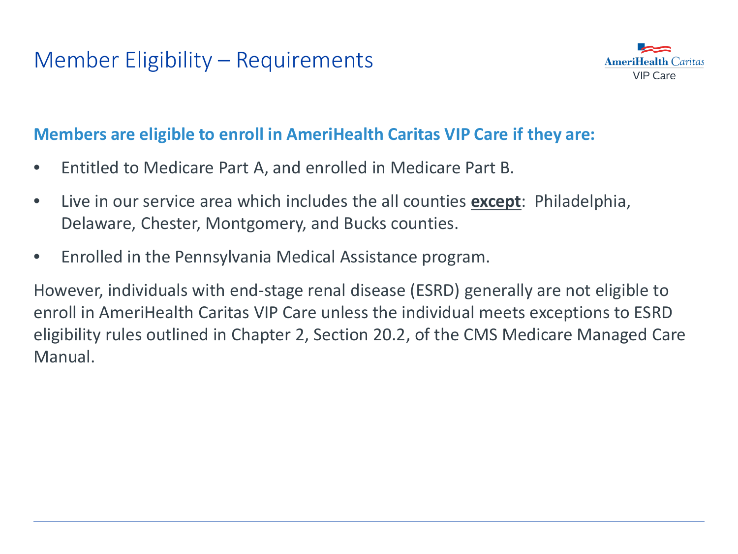# Member Eligibility – Requirements

**Members are eligible to enroll in AmeriHealth Caritas VIP Care if they are:**

- Entitled to Medicare Part A, and enrolled in Medicare Part B.
- Live in our service area which includes the all counties **except**: Philadelphia, Delaware, Chester, Montgomery, and Bucks counties.
- Enrolled in the Pennsylvania Medical Assistance program.

However, individuals with end-stage renal disease (ESRD) generally are not eligible to enroll in AmeriHealth Caritas VIP Care unless the individual meets exceptions to ESRD eligibility rules outlined in Chapter 2, Section 20.2, of the CMS Medicare Managed Care Manual.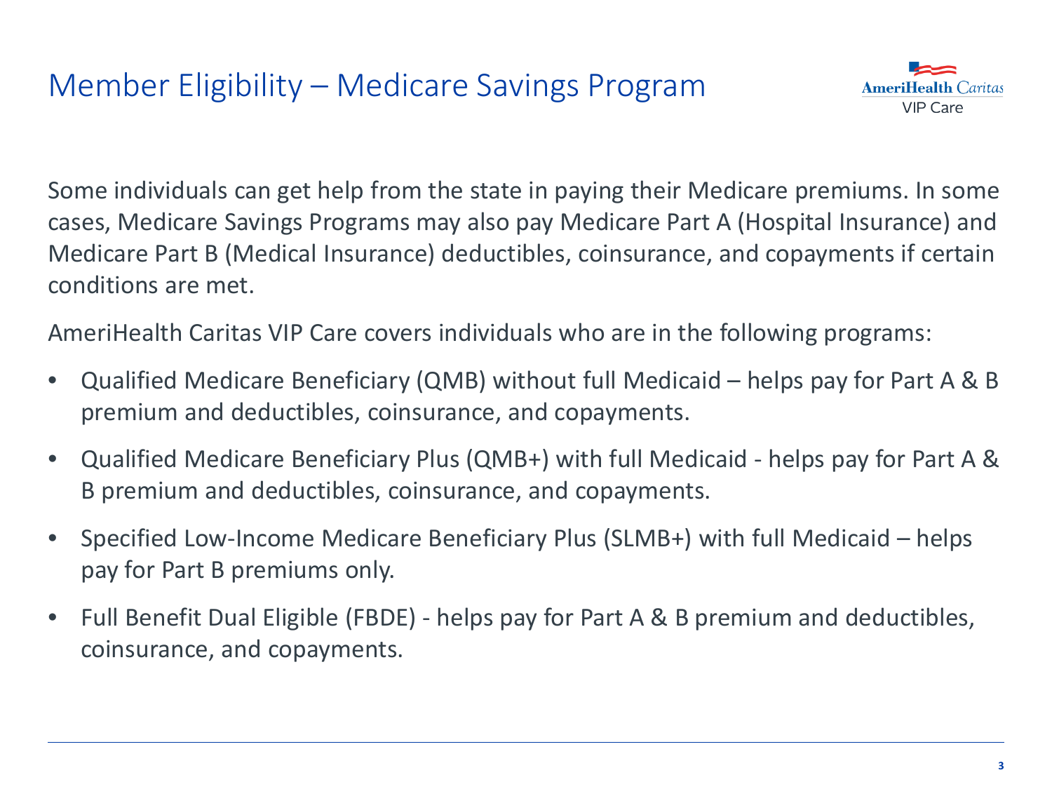# Member Eligibility – Medicare Savings Program

Some individuals can get help from the state in paying their Medicare premiums. In some cases, Medicare Savings Programs may also pay Medicare Part A (Hospital Insurance) and Medicare Part B (Medical Insurance) deductibles, coinsurance, and copayments if certain conditions are met.

AmeriHealth Caritas VIP Care covers individuals who are in the following programs:

- Qualified Medicare Beneficiary (QMB) without full Medicaid – helps pay for Part A & B premium and deductibles, coinsurance, and copayments.
- Qualified Medicare Beneficiary Plus (QMB+) with full Medicaid - helps pay for Part A & B premium and deductibles, coinsurance, and copayments.
- Specified Low-Income Medicare Beneficiary Plus (SLMB+) with full Medicaid – helps pay for Part B premiums only.
- Full Benefit Dual Eligible (FBDE) - helps pay for Part A & B premium and deductibles, coinsurance, and copayments.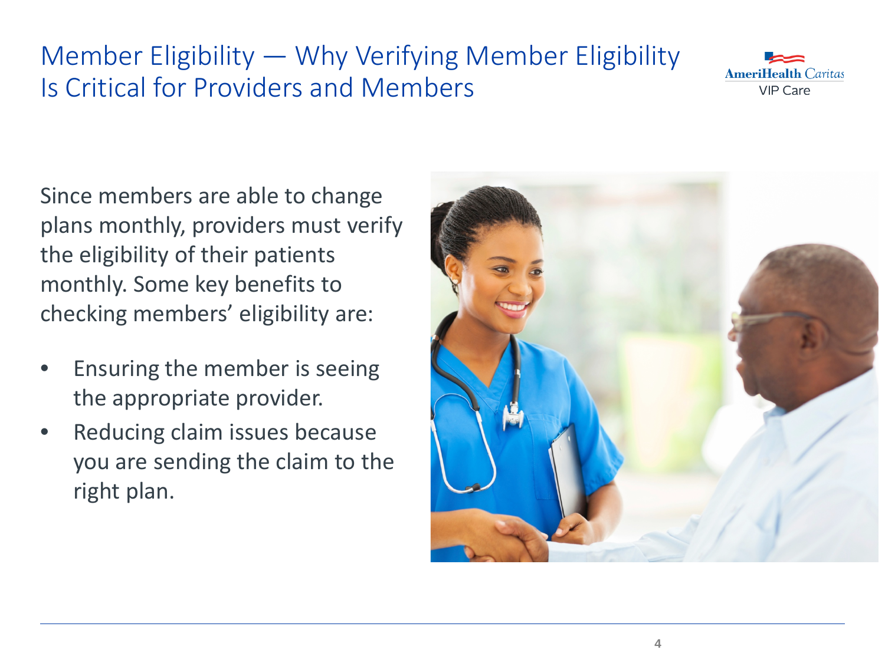# Member Eligibility — Why Verifying Member Eligibility Is Critical for Providers and Members

Since members are able to change plans monthly, providers must verify the eligibility of their patients monthly. Some key benefits to checking members' eligibility are:

- Ensuring the member is seeing the appropriate provider.
- Reducing claim issues because you are sending the claim to the right plan.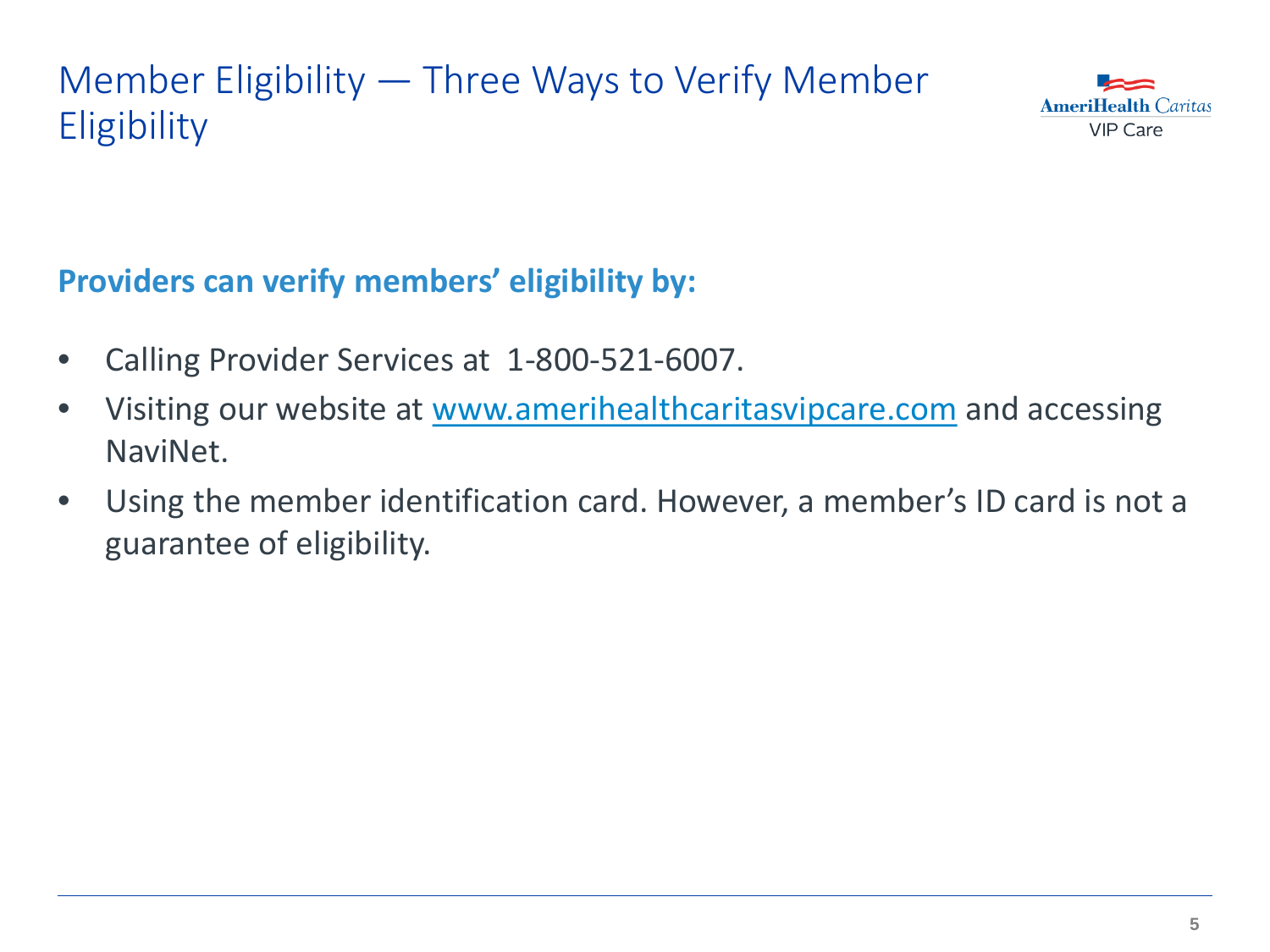# Member Eligibility — Three Ways to Verify Member Eligibility

**Providers can verify members' eligibility by:**

- Calling Provider Services at 1-800-521-6007.
- Visiting our website at www.amerihealthcaritasvipcare.com and accessing NaviNet.
- Using the member identification card. However, a member's ID card is not a guarantee of eligibility.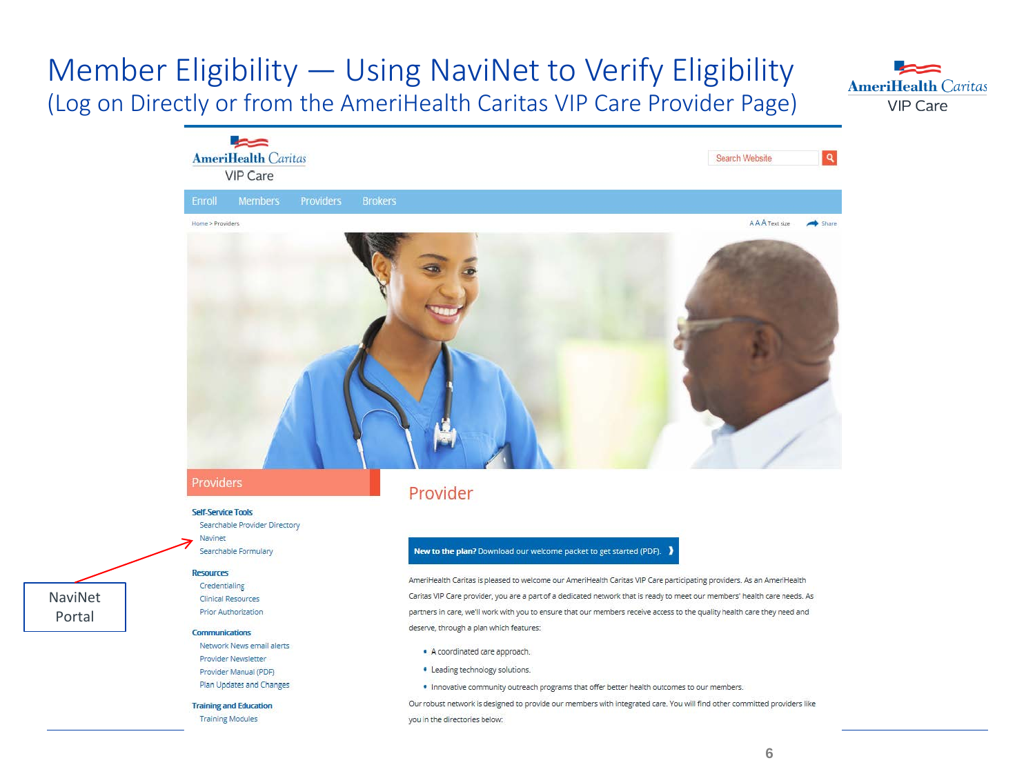# Member Eligibility — Using NaviNet to Verify Eligibility

## (Log on Directly or from the AmeriHealth Caritas VIP Care Provider Page)

AmeriHealth Caritas VIP Care

AmeriHealth Caritas VIP Care

Search Website

Enroll | Members | Providers | Brokers

Home > Providers

AAA Text size | Share

### Providers

**Self-Service Tools**

- Searchable Provider Directory
- Navinet
- Searchable Formulary

**Resources**

- Credentialing
- Clinical Resources
- Prior Authorization

**Communications**

- Network News email alerts
- Provider Newsletter
- Provider Manual (PDF)
- Plan Updates and Changes

**Training and Education**

- Training Modules

NaviNet Portal

### Provider

**New to the plan?** Download our welcome packet to get started (PDF).

AmeriHealth Caritas is pleased to welcome our AmeriHealth Caritas VIP Care participating providers. As an AmeriHealth Caritas VIP Care provider, you are a part of a dedicated network that is ready to meet our members' health care needs. As partners in care, we'll work with you to ensure that our members receive access to the quality health care they need and deserve, through a plan which features:

- A coordinated care approach.
- Leading technology solutions.
- Innovative community outreach programs that offer better health outcomes to our members.

Our robust network is designed to provide our members with integrated care. You will find other committed providers like you in the directories below: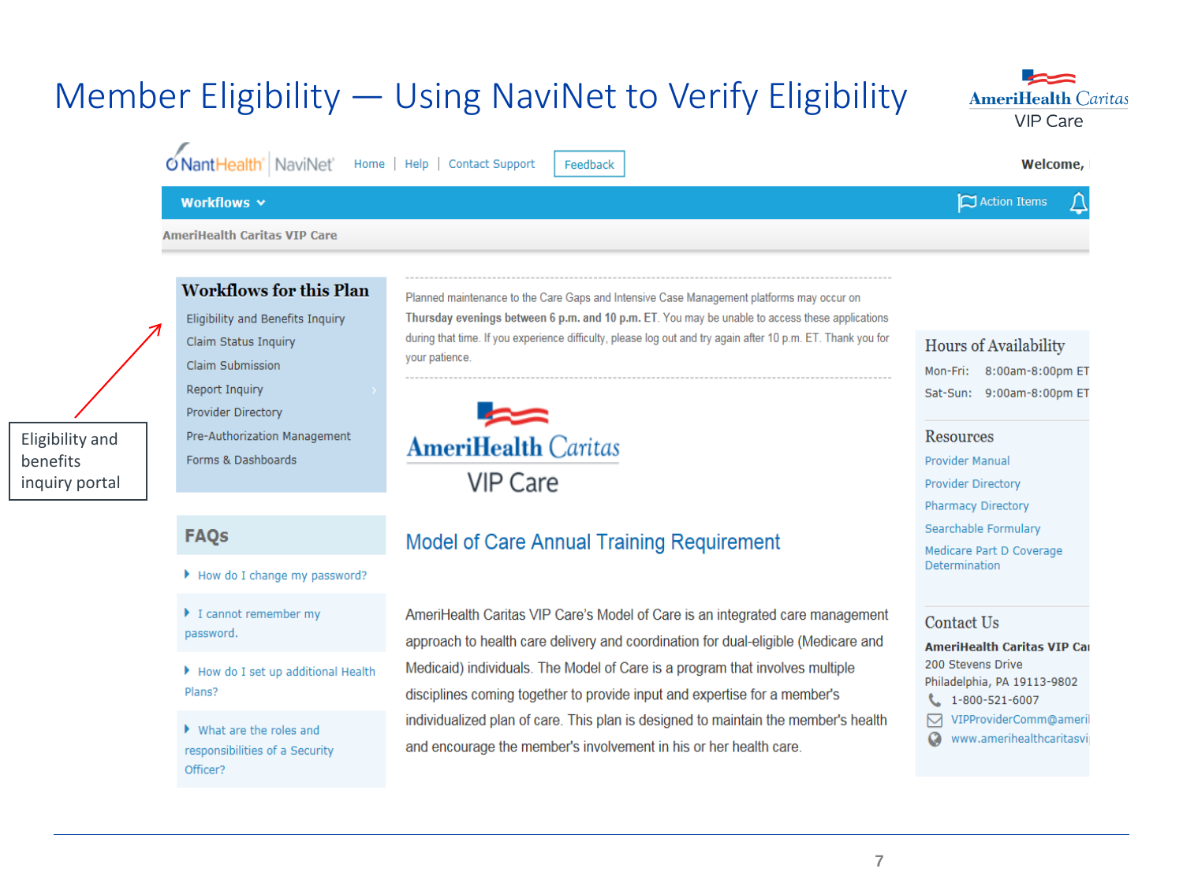# Member Eligibility — Using NaviNet to Verify Eligibility

AmeriHealth Caritas VIP Care

NantHealth | NaviNet | Home | Help | Contact Support | Feedback | Welcome,

Workflows | Action Items

AmeriHealth Caritas VIP Care

## Workflows for this Plan

- Eligibility and Benefits Inquiry
- Claim Status Inquiry
- Claim Submission
- Report Inquiry
- Provider Directory
- Pre-Authorization Management
- Forms & Dashboards

Eligibility and benefits inquiry portal

## FAQs

- How do I change my password?
- I cannot remember my password.
- How do I set up additional Health Plans?
- What are the roles and responsibilities of a Security Officer?

Planned maintenance to the Care Gaps and Intensive Case Management platforms may occur on **Thursday evenings between 6 p.m. and 10 p.m. ET**. You may be unable to access these applications during that time. If you experience difficulty, please log out and try again after 10 p.m. ET. Thank you for your patience.

AmeriHealth Caritas VIP Care

## Model of Care Annual Training Requirement

AmeriHealth Caritas VIP Care's Model of Care is an integrated care management approach to health care delivery and coordination for dual-eligible (Medicare and Medicaid) individuals. The Model of Care is a program that involves multiple disciplines coming together to provide input and expertise for a member's individualized plan of care. This plan is designed to maintain the member's health and encourage the member's involvement in his or her health care.

## Hours of Availability

Mon-Fri: 8:00am-8:00pm ET

Sat-Sun: 9:00am-8:00pm ET

## Resources

- Provider Manual
- Provider Directory
- Pharmacy Directory
- Searchable Formulary
- Medicare Part D Coverage Determination

## Contact Us

**AmeriHealth Caritas VIP Ca**

200 Stevens Drive

Philadelphia, PA 19113-9802

1-800-521-6007

VIPProviderComm@ameri

www.amerihealthcaritasvi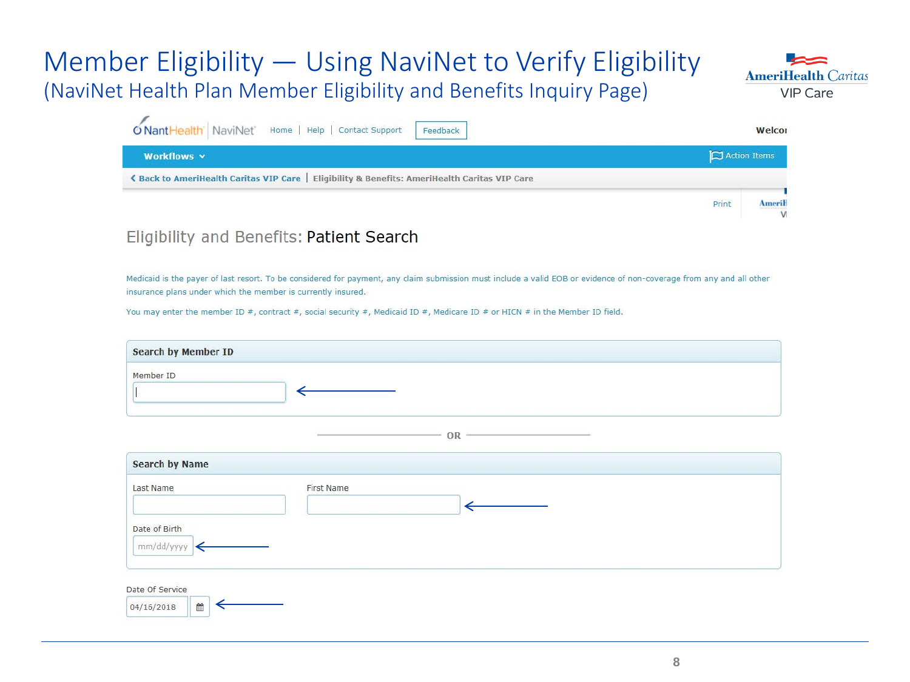# Member Eligibility — Using NaviNet to Verify Eligibility

## (NaviNet Health Plan Member Eligibility and Benefits Inquiry Page)

AmeriHealth Caritas VIP Care

NantHealth | NaviNet   Home | Help | Contact Support   Feedback   Welco

Workflows   Action Items

Back to AmeriHealth Caritas VIP Care | Eligibility & Benefits: AmeriHealth Caritas VIP Care

Print

### Eligibility and Benefits: Patient Search

Medicaid is the payer of last resort. To be considered for payment, any claim submission must include a valid EOB or evidence of non-coverage from any and all other insurance plans under which the member is currently insured.

You may enter the member ID #, contract #, social security #, Medicaid ID #, Medicare ID # or HICN # in the Member ID field.

**Search by Member ID**

Member ID

OR

**Search by Name**

Last Name

First Name

Date of Birth

mm/dd/yyyy

Date Of Service

04/16/2018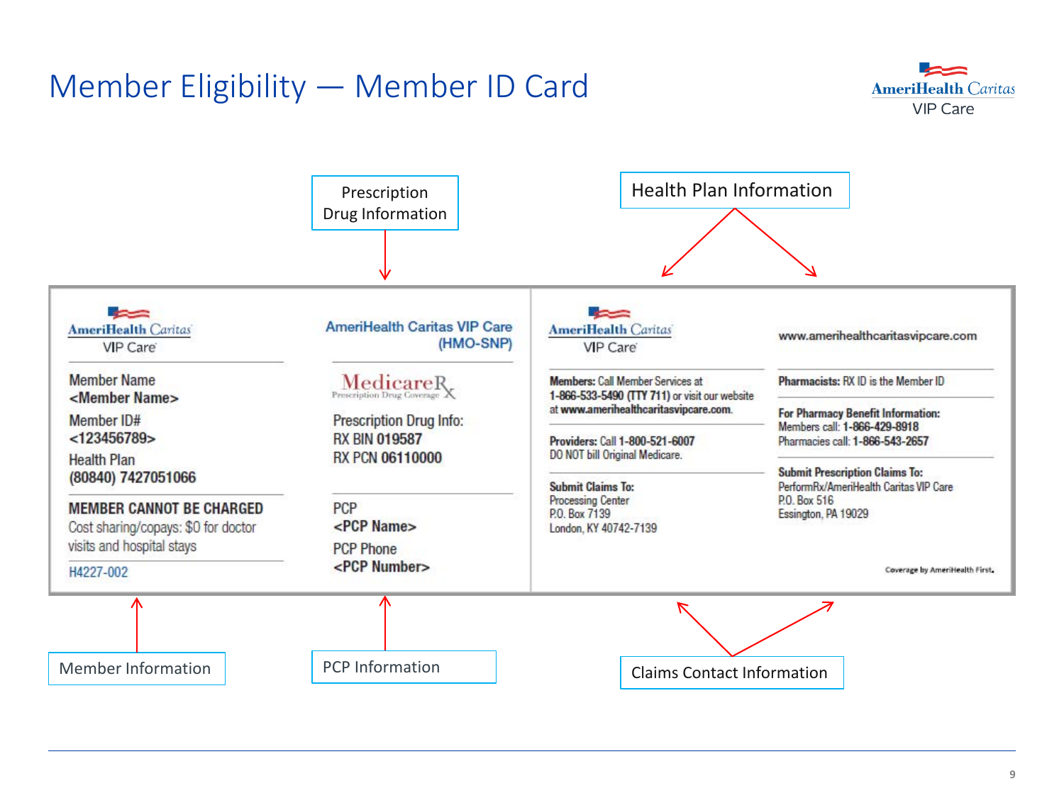# Member Eligibility — Member ID Card

Prescription Drug Information

Health Plan Information

AmeriHealth Caritas VIP Care

Member Name
<Member Name>

Member ID#
<123456789>

Health Plan
(80840) 7427051066

MEMBER CANNOT BE CHARGED
Cost sharing/copays: $0 for doctor visits and hospital stays

H4227-002

AmeriHealth Caritas VIP Care (HMO-SNP)

MedicareRx Prescription Drug Coverage

Prescription Drug Info:
RX BIN 019587
RX PCN 06110000

PCP
<PCP Name>

PCP Phone
<PCP Number>

AmeriHealth Caritas VIP Care

**Members:** Call Member Services at **1-866-533-5490 (TTY 711)** or visit our website at **www.amerihealthcaritasvipcare.com.**

**Providers:** Call **1-800-521-6007**
DO NOT bill Original Medicare.

**Submit Claims To:**
Processing Center
P.O. Box 7139
London, KY 40742-7139

www.amerihealthcaritasvipcare.com

**Pharmacists:** RX ID is the Member ID

**For Pharmacy Benefit Information:**
Members call: **1-866-429-8918**
Pharmacies call: **1-866-543-2657**

**Submit Prescription Claims To:**
PerformRx/AmeriHealth Caritas VIP Care
P.O. Box 516
Essington, PA 19029

Coverage by AmeriHealth First.

Member Information

PCP Information

Claims Contact Information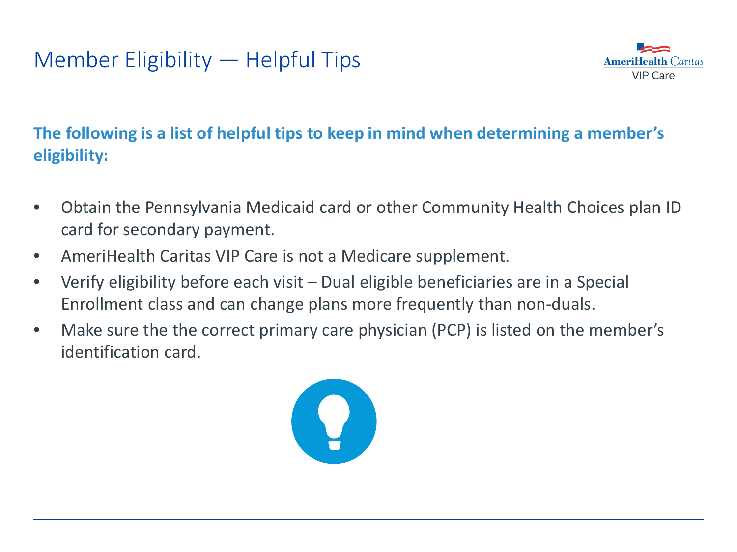# Member Eligibility — Helpful Tips

**The following is a list of helpful tips to keep in mind when determining a member's eligibility:**

- Obtain the Pennsylvania Medicaid card or other Community Health Choices plan ID card for secondary payment.
- AmeriHealth Caritas VIP Care is not a Medicare supplement.
- Verify eligibility before each visit – Dual eligible beneficiaries are in a Special Enrollment class and can change plans more frequently than non-duals.
- Make sure the the correct primary care physician (PCP) is listed on the member's identification card.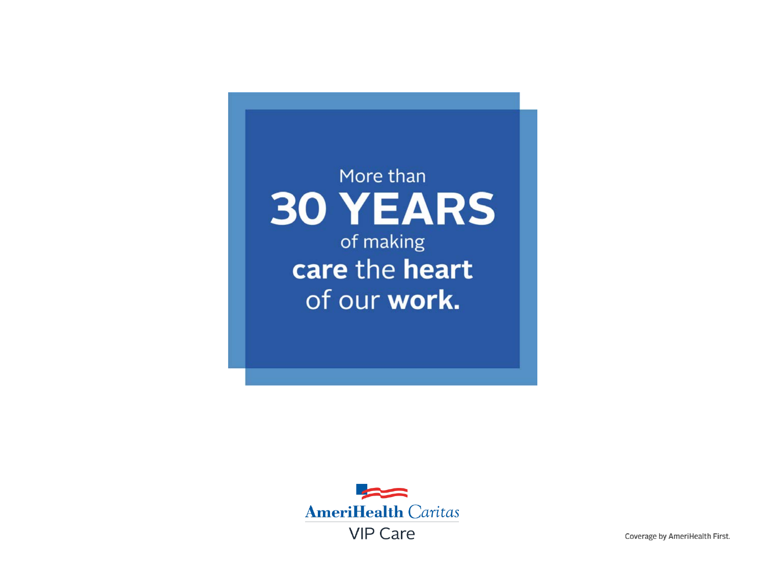More than

**30 YEARS**

of making

**care** the **heart**

of our **work.**

AmeriHealth Caritas

VIP Care

Coverage by AmeriHealth First.